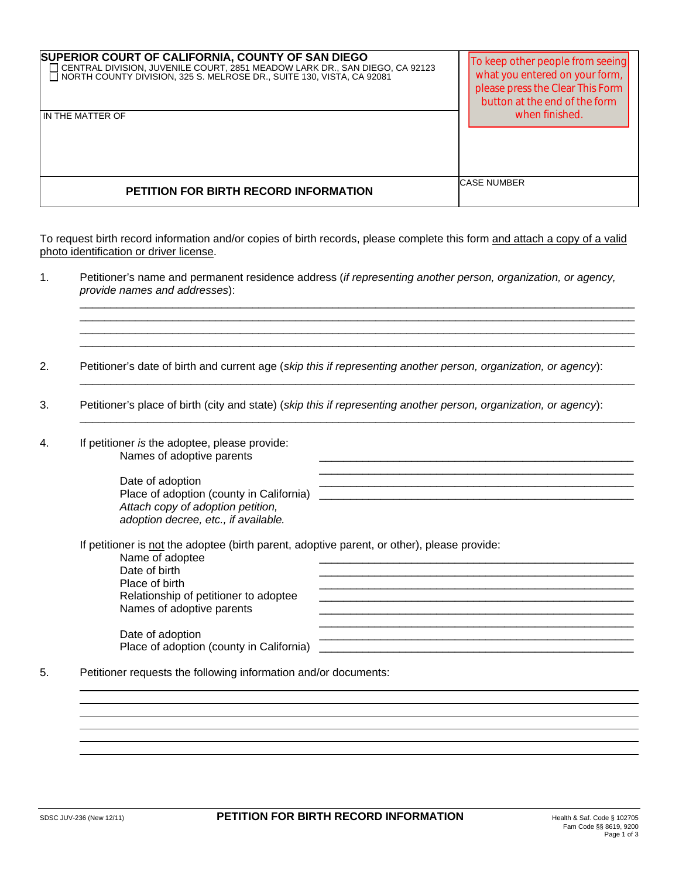**SUPERIOR COURT OF CALIFORNIA, COUNTY OF SAN DIEGO**

☐ CENTRAL DIVISION, JUVENILE COURT, 2851 MEADOW LARK DR., SAN DIEGO, CA 92123
☐ NORTH COUNTY DIVISION, 325 S. MELROSE DR., SUITE 130, VISTA, CA 92081

To keep other people from seeing what you entered on your form, please press the Clear This Form button at the end of the form when finished.

IN THE MATTER OF

CASE NUMBER

## PETITION FOR BIRTH RECORD INFORMATION

To request birth record information and/or copies of birth records, please complete this form and attach a copy of a valid photo identification or driver license.

1. Petitioner's name and permanent residence address (*if representing another person, organization, or agency, provide names and addresses*):

   ______________________________________________________________________________
   ______________________________________________________________________________
   ______________________________________________________________________________
   ______________________________________________________________________________

2. Petitioner's date of birth and current age (*skip this if representing another person, organization, or agency*):

   ______________________________________________________________________________

3. Petitioner's place of birth (city and state) (*skip this if representing another person, organization, or agency*):

   ______________________________________________________________________________

4. If petitioner *is* the adoptee, please provide:

   Names of adoptive parents ______________________________________
   ______________________________________
   Date of adoption ______________________________________
   Place of adoption (county in California) ______________________________________
   *Attach copy of adoption petition, adoption decree, etc., if available.*

   If petitioner is not the adoptee (birth parent, adoptive parent, or other), please provide:

   Name of adoptee ______________________________________
   Date of birth ______________________________________
   Place of birth ______________________________________
   Relationship of petitioner to adoptee ______________________________________
   Names of adoptive parents ______________________________________
   ______________________________________
   Date of adoption ______________________________________
   Place of adoption (county in California) ______________________________________

5. Petitioner requests the following information and/or documents:

   ______________________________________________________________________________
   ______________________________________________________________________________
   ______________________________________________________________________________
   ______________________________________________________________________________
   ______________________________________________________________________________
   ______________________________________________________________________________

SDSC JUV-236 (New 12/11) **PETITION FOR BIRTH RECORD INFORMATION** Health & Saf. Code § 102705, Fam Code §§ 8619, 9200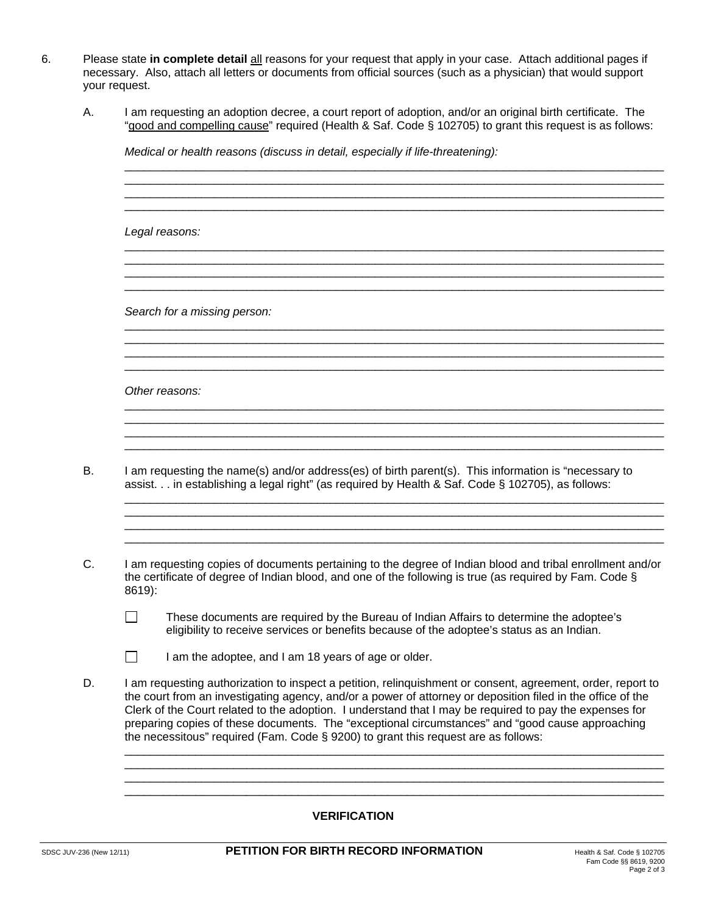6. Please state **in complete detail** all reasons for your request that apply in your case. Attach additional pages if necessary. Also, attach all letters or documents from official sources (such as a physician) that would support your request.

   A. I am requesting an adoption decree, a court report of adoption, and/or an original birth certificate. The "good and compelling cause" required (Health & Saf. Code § 102705) to grant this request is as follows:

      *Medical or health reasons (discuss in detail, especially if life-threatening):*

      ______________________________________________________________________________
      ______________________________________________________________________________
      ______________________________________________________________________________
      ______________________________________________________________________________

      *Legal reasons:*

      ______________________________________________________________________________
      ______________________________________________________________________________
      ______________________________________________________________________________
      ______________________________________________________________________________

      *Search for a missing person:*

      ______________________________________________________________________________
      ______________________________________________________________________________
      ______________________________________________________________________________
      ______________________________________________________________________________

      *Other reasons:*

      ______________________________________________________________________________
      ______________________________________________________________________________
      ______________________________________________________________________________
      ______________________________________________________________________________

   B. I am requesting the name(s) and/or address(es) of birth parent(s). This information is "necessary to assist. . . in establishing a legal right" (as required by Health & Saf. Code § 102705), as follows:

      ______________________________________________________________________________
      ______________________________________________________________________________
      ______________________________________________________________________________
      ______________________________________________________________________________

   C. I am requesting copies of documents pertaining to the degree of Indian blood and tribal enrollment and/or the certificate of degree of Indian blood, and one of the following is true (as required by Fam. Code § 8619):

      ☐ These documents are required by the Bureau of Indian Affairs to determine the adoptee's eligibility to receive services or benefits because of the adoptee's status as an Indian.

      ☐ I am the adoptee, and I am 18 years of age or older.

   D. I am requesting authorization to inspect a petition, relinquishment or consent, agreement, order, report to the court from an investigating agency, and/or a power of attorney or deposition filed in the office of the Clerk of the Court related to the adoption. I understand that I may be required to pay the expenses for preparing copies of these documents. The "exceptional circumstances" and "good cause approaching the necessitous" required (Fam. Code § 9200) to grant this request are as follows:

      ______________________________________________________________________________
      ______________________________________________________________________________
      ______________________________________________________________________________
      ______________________________________________________________________________

## VERIFICATION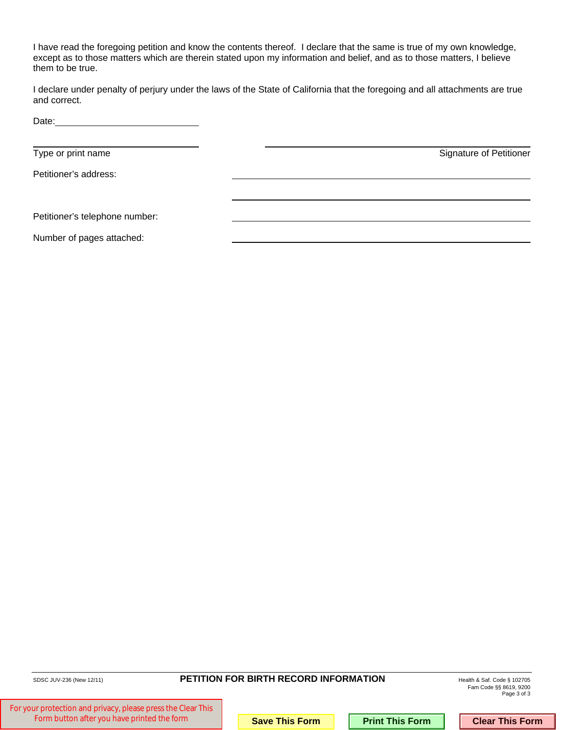I have read the foregoing petition and know the contents thereof. I declare that the same is true of my own knowledge, except as to those matters which are therein stated upon my information and belief, and as to those matters, I believe them to be true.

I declare under penalty of perjury under the laws of the State of California that the foregoing and all attachments are true and correct.

Date: ______________________________

______________________________ ______________________________

Type or print name Signature of Petitioner

Petitioner's address: ______________________________

______________________________

Petitioner's telephone number: ______________________________

Number of pages attached: ______________________________